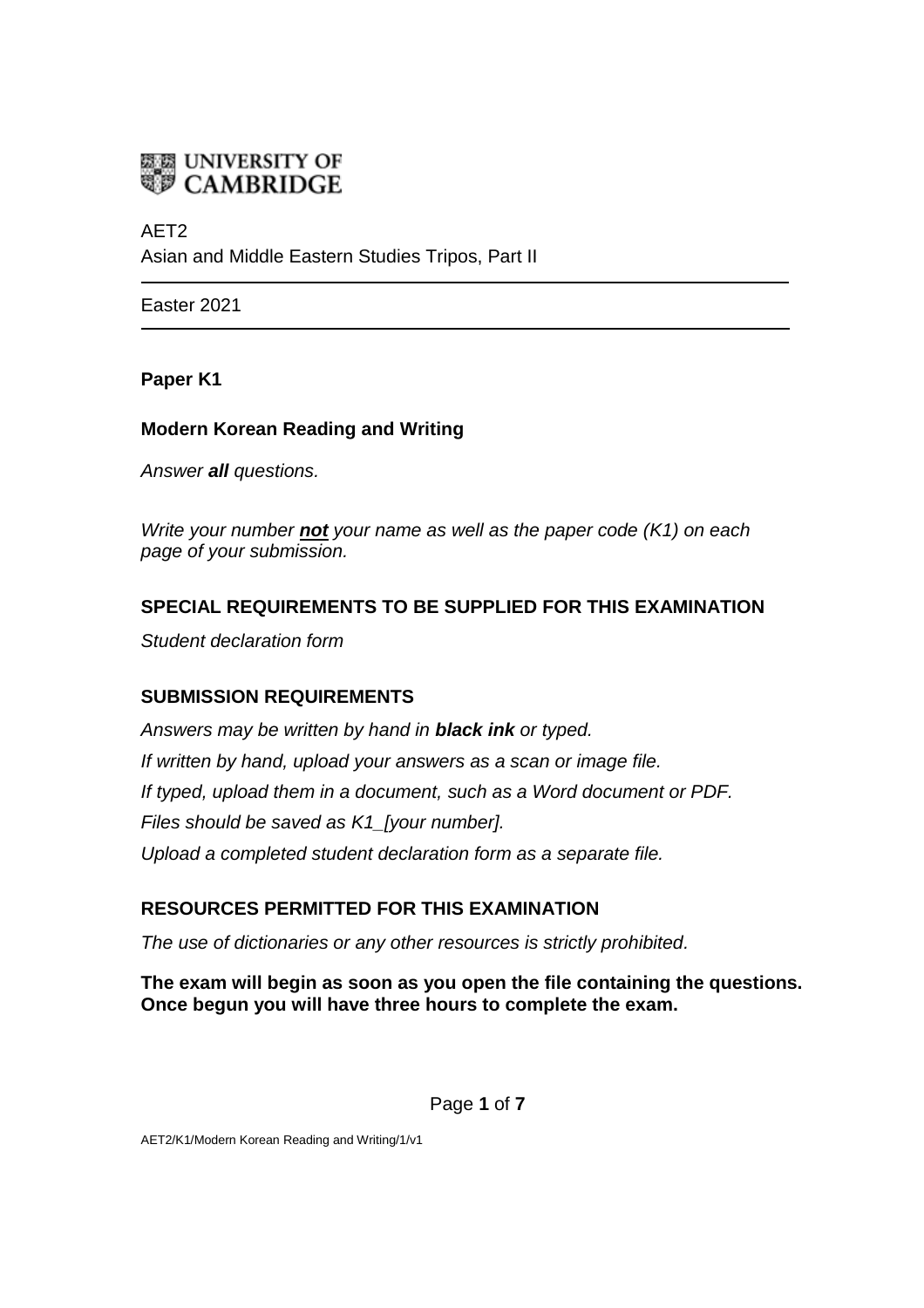UNIVERSITY OF CAMBRIDGE

AET2
Asian and Middle Eastern Studies Tripos, Part II

---

Easter 2021

---

**Paper K1**

**Modern Korean Reading and Writing**

*Answer **all** questions.*

*Write your number **not** your name as well as the paper code (K1) on each page of your submission.*

**SPECIAL REQUIREMENTS TO BE SUPPLIED FOR THIS EXAMINATION**

*Student declaration form*

**SUBMISSION REQUIREMENTS**

*Answers may be written by hand in **black ink** or typed.*

*If written by hand, upload your answers as a scan or image file.*

*If typed, upload them in a document, such as a Word document or PDF.*

*Files should be saved as K1_[your number].*

*Upload a completed student declaration form as a separate file.*

**RESOURCES PERMITTED FOR THIS EXAMINATION**

*The use of dictionaries or any other resources is strictly prohibited.*

**The exam will begin as soon as you open the file containing the questions. Once begun you will have three hours to complete the exam.**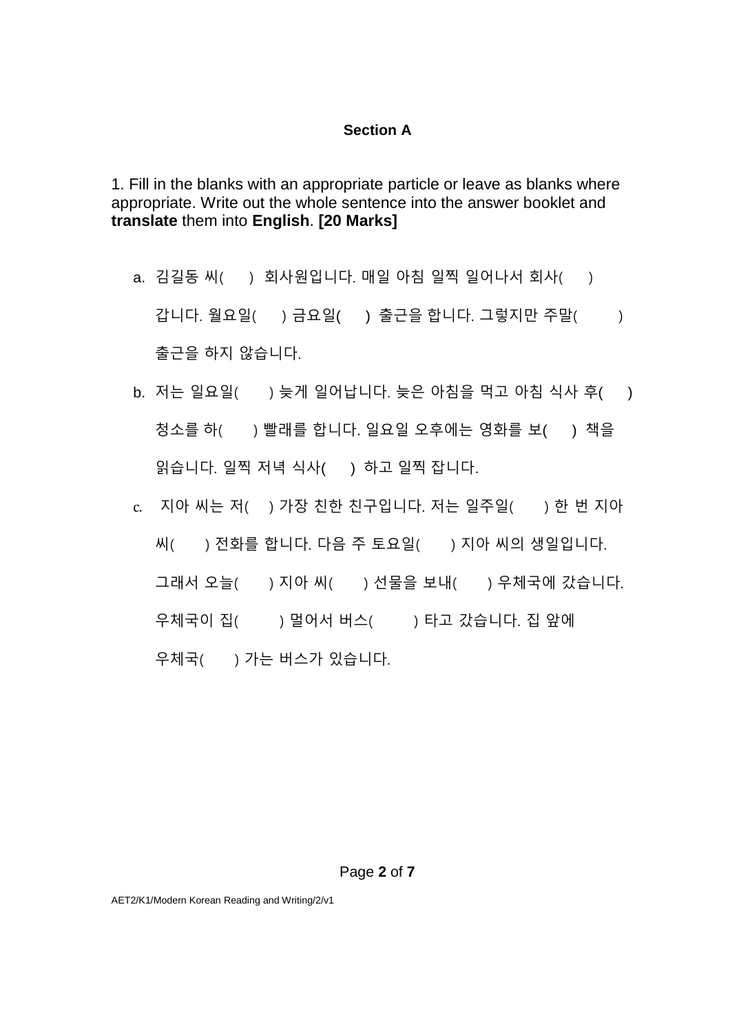**Section A**

1. Fill in the blanks with an appropriate particle or leave as blanks where appropriate. Write out the whole sentence into the answer booklet and **translate** them into **English**. **[20 Marks]**

a. 김길동 씨(    ) 회사원입니다. 매일 아침 일찍 일어나서 회사(    ) 갑니다. 월요일(    ) 금요일(    ) 출근을 합니다. 그렇지만 주말(    ) 출근을 하지 않습니다.

b. 저는 일요일(    ) 늦게 일어납니다. 늦은 아침을 먹고 아침 식사 후(    ) 청소를 하(    ) 빨래를 합니다. 일요일 오후에는 영화를 보(    ) 책을 읽습니다. 일찍 저녁 식사(    ) 하고 일찍 잡니다.

c. 지아 씨는 저(    ) 가장 친한 친구입니다. 저는 일주일(    ) 한 번 지아 씨(    ) 전화를 합니다. 다음 주 토요일(    ) 지아 씨의 생일입니다. 그래서 오늘(    ) 지아 씨(    ) 선물을 보내(    ) 우체국에 갔습니다. 우체국이 집(    ) 멀어서 버스(    ) 타고 갔습니다. 집 앞에 우체국(    ) 가는 버스가 있습니다.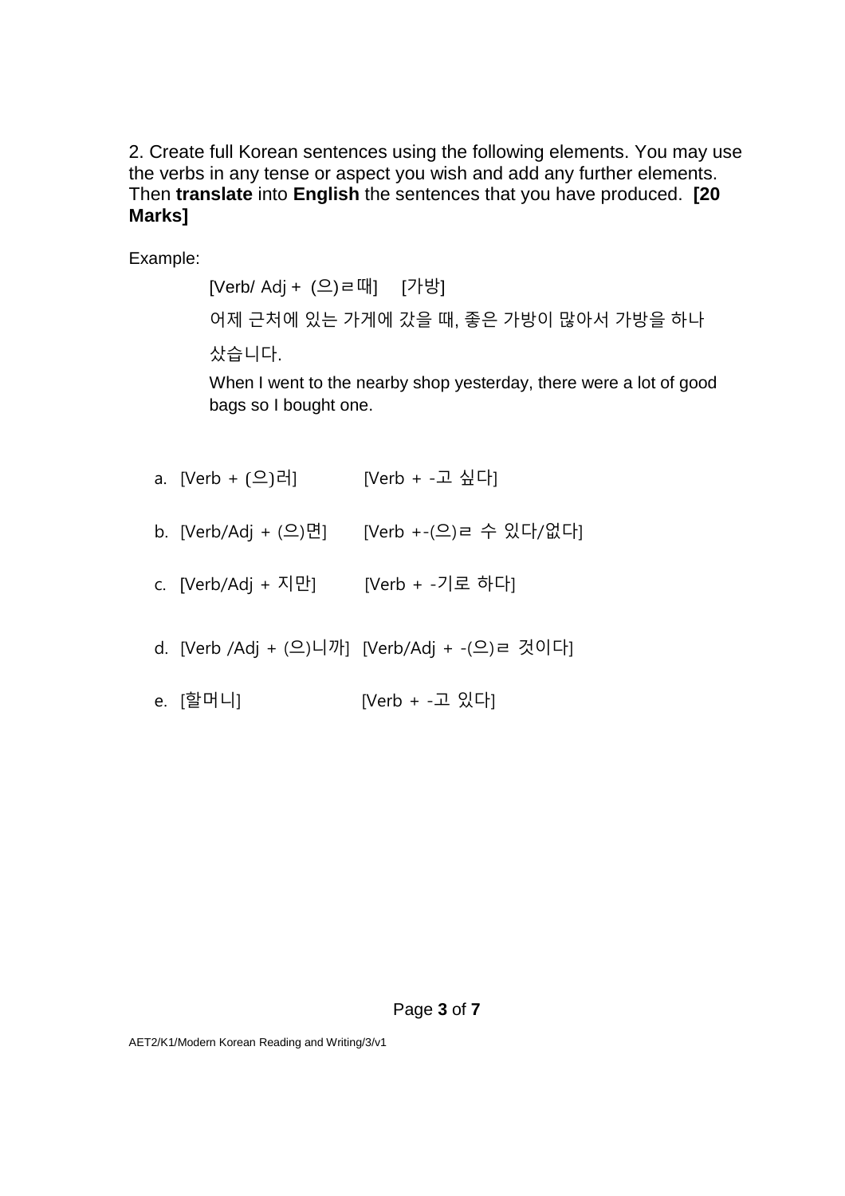2. Create full Korean sentences using the following elements. You may use the verbs in any tense or aspect you wish and add any further elements. Then **translate** into **English** the sentences that you have produced. **[20 Marks]**

Example:

[Verb/ Adj + (으)ㄹ때] [가방]

어제 근처에 있는 가게에 갔을 때, 좋은 가방이 많아서 가방을 하나 샀습니다.

When I went to the nearby shop yesterday, there were a lot of good bags so I bought one.

a. [Verb + (으)러] [Verb + -고 싶다]

b. [Verb/Adj + (으)면] [Verb +-(으)ㄹ 수 있다/없다]

c. [Verb/Adj + 지만] [Verb + -기로 하다]

d. [Verb /Adj + (으)니까] [Verb/Adj + -(으)ㄹ 것이다]

e. [할머니] [Verb + -고 있다]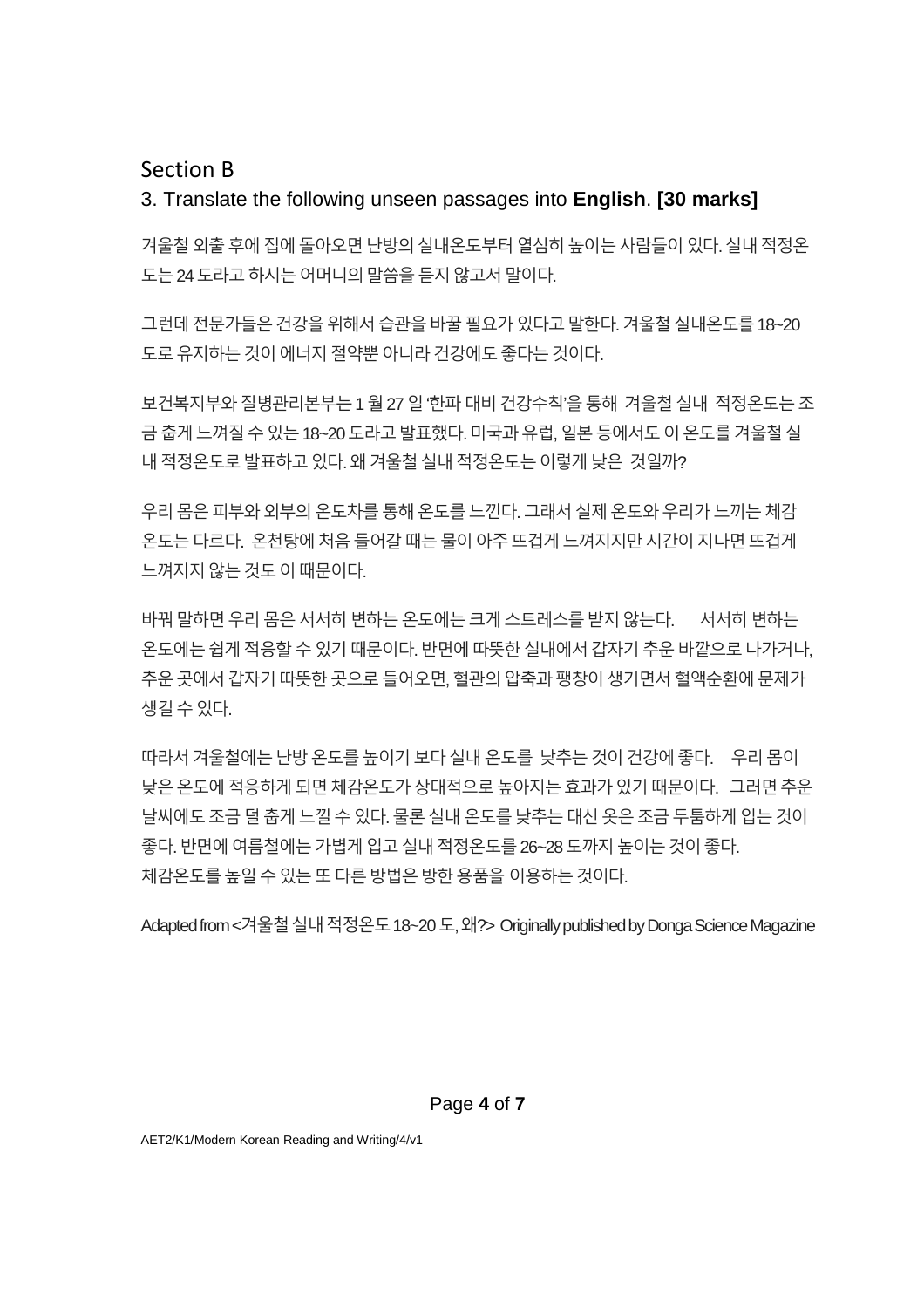## Section B

3. Translate the following unseen passages into **English**. **[30 marks]**

겨울철 외출 후에 집에 돌아오면 난방의 실내온도부터 열심히 높이는 사람들이 있다. 실내 적정온도는 24 도라고 하시는 어머니의 말씀을 듣지 않고서 말이다.

그런데 전문가들은 건강을 위해서 습관을 바꿀 필요가 있다고 말한다. 겨울철 실내온도를 18~20 도로 유지하는 것이 에너지 절약뿐 아니라 건강에도 좋다는 것이다.

보건복지부와 질병관리본부는 1 월 27 일 '한파 대비 건강수칙'을 통해 겨울철 실내 적정온도는 조금 춥게 느껴질 수 있는 18~20 도라고 발표했다. 미국과 유럽, 일본 등에서도 이 온도를 겨울철 실내 적정온도로 발표하고 있다. 왜 겨울철 실내 적정온도는 이렇게 낮은 것일까?

우리 몸은 피부와 외부의 온도차를 통해 온도를 느낀다. 그래서 실제 온도와 우리가 느끼는 체감 온도는 다르다. 온천탕에 처음 들어갈 때는 물이 아주 뜨겁게 느껴지지만 시간이 지나면 뜨겁게 느껴지지 않는 것도 이 때문이다.

바꿔 말하면 우리 몸은 서서히 변하는 온도에는 크게 스트레스를 받지 않는다. 서서히 변하는 온도에는 쉽게 적응할 수 있기 때문이다. 반면에 따뜻한 실내에서 갑자기 추운 바깥으로 나가거나, 추운 곳에서 갑자기 따뜻한 곳으로 들어오면, 혈관의 압축과 팽창이 생기면서 혈액순환에 문제가 생길 수 있다.

따라서 겨울철에는 난방 온도를 높이기 보다 실내 온도를 낮추는 것이 건강에 좋다. 우리 몸이 낮은 온도에 적응하게 되면 체감온도가 상대적으로 높아지는 효과가 있기 때문이다. 그러면 추운 날씨에도 조금 덜 춥게 느낄 수 있다. 물론 실내 온도를 낮추는 대신 옷은 조금 두툼하게 입는 것이 좋다. 반면에 여름철에는 가볍게 입고 실내 적정온도를 26~28 도까지 높이는 것이 좋다.
체감온도를 높일 수 있는 또 다른 방법은 방한 용품을 이용하는 것이다.

Adapted from <겨울철 실내 적정온도 18~20 도, 왜?> Originally published by Donga Science Magazine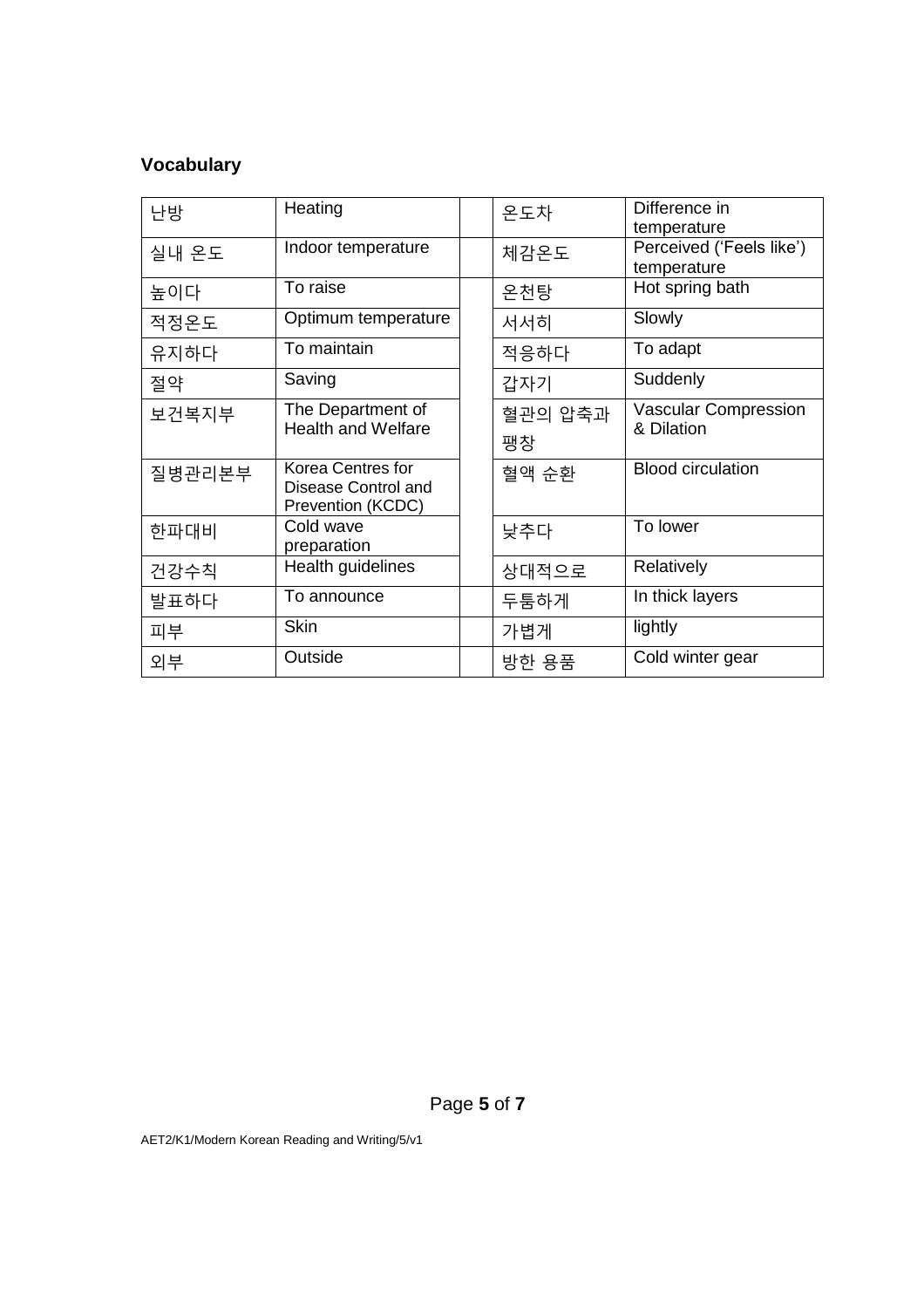## Vocabulary

| 난방 | Heating | | 온도차 | Difference in temperature |
|---|---|---|---|---|
| 실내 온도 | Indoor temperature | | 체감온도 | Perceived ('Feels like') temperature |
| 높이다 | To raise | | 온천탕 | Hot spring bath |
| 적정온도 | Optimum temperature | | 서서히 | Slowly |
| 유지하다 | To maintain | | 적응하다 | To adapt |
| 절약 | Saving | | 갑자기 | Suddenly |
| 보건복지부 | The Department of Health and Welfare | | 혈관의 압축과 팽창 | Vascular Compression & Dilation |
| 질병관리본부 | Korea Centres for Disease Control and Prevention (KCDC) | | 혈액 순환 | Blood circulation |
| 한파대비 | Cold wave preparation | | 낮추다 | To lower |
| 건강수칙 | Health guidelines | | 상대적으로 | Relatively |
| 발표하다 | To announce | | 두툼하게 | In thick layers |
| 피부 | Skin | | 가볍게 | lightly |
| 외부 | Outside | | 방한 용품 | Cold winter gear |

AET2/K1/Modern Korean Reading and Writing/5/v1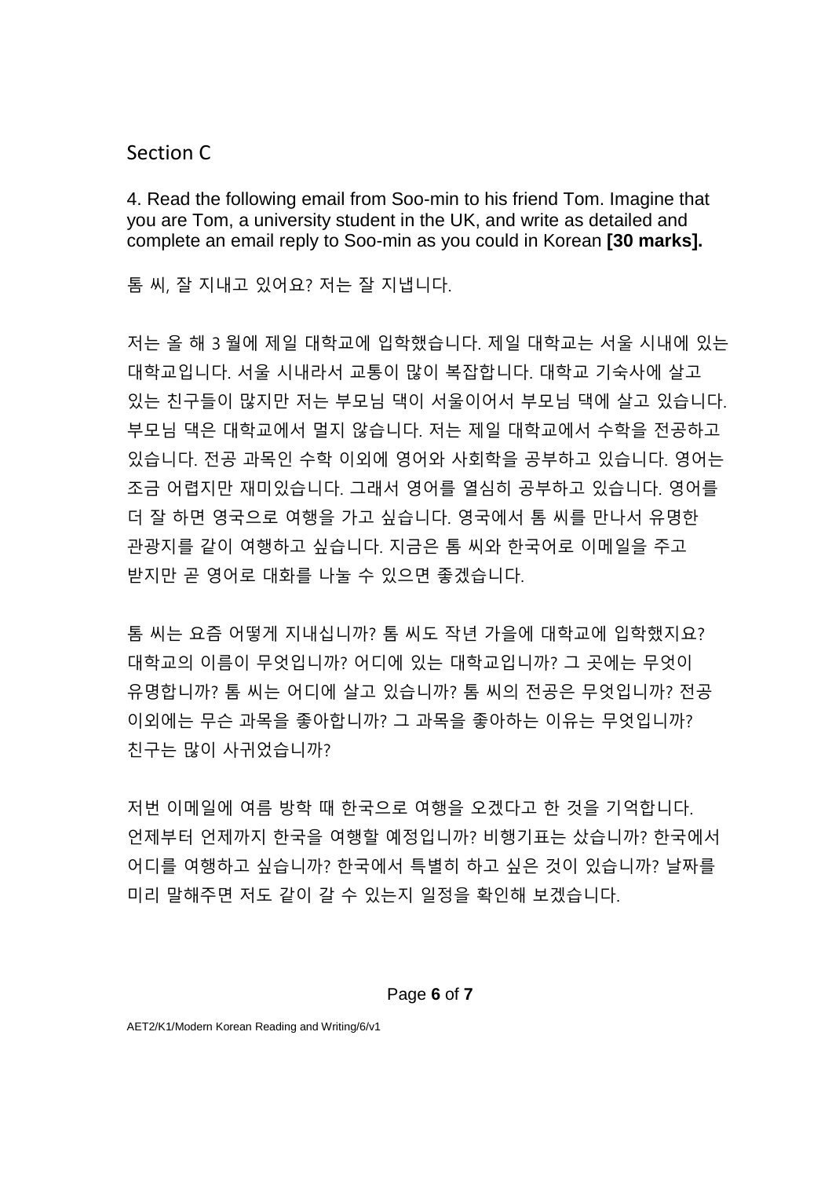## Section C

4. Read the following email from Soo-min to his friend Tom. Imagine that you are Tom, a university student in the UK, and write as detailed and complete an email reply to Soo-min as you could in Korean **[30 marks].**

톰 씨, 잘 지내고 있어요? 저는 잘 지냅니다.

저는 올 해 3 월에 제일 대학교에 입학했습니다. 제일 대학교는 서울 시내에 있는 대학교입니다. 서울 시내라서 교통이 많이 복잡합니다. 대학교 기숙사에 살고 있는 친구들이 많지만 저는 부모님 댁이 서울이어서 부모님 댁에 살고 있습니다. 부모님 댁은 대학교에서 멀지 않습니다. 저는 제일 대학교에서 수학을 전공하고 있습니다. 전공 과목인 수학 이외에 영어와 사회학을 공부하고 있습니다. 영어는 조금 어렵지만 재미있습니다. 그래서 영어를 열심히 공부하고 있습니다. 영어를 더 잘 하면 영국으로 여행을 가고 싶습니다. 영국에서 톰 씨를 만나서 유명한 관광지를 같이 여행하고 싶습니다. 지금은 톰 씨와 한국어로 이메일을 주고 받지만 곧 영어로 대화를 나눌 수 있으면 좋겠습니다.

톰 씨는 요즘 어떻게 지내십니까? 톰 씨도 작년 가을에 대학교에 입학했지요? 대학교의 이름이 무엇입니까? 어디에 있는 대학교입니까? 그 곳에는 무엇이 유명합니까? 톰 씨는 어디에 살고 있습니까? 톰 씨의 전공은 무엇입니까? 전공 이외에는 무슨 과목을 좋아합니까? 그 과목을 좋아하는 이유는 무엇입니까? 친구는 많이 사귀었습니까?

저번 이메일에 여름 방학 때 한국으로 여행을 오겠다고 한 것을 기억합니다. 언제부터 언제까지 한국을 여행할 예정입니까? 비행기표는 샀습니까? 한국에서 어디를 여행하고 싶습니까? 한국에서 특별히 하고 싶은 것이 있습니까? 날짜를 미리 말해주면 저도 같이 갈 수 있는지 일정을 확인해 보겠습니다.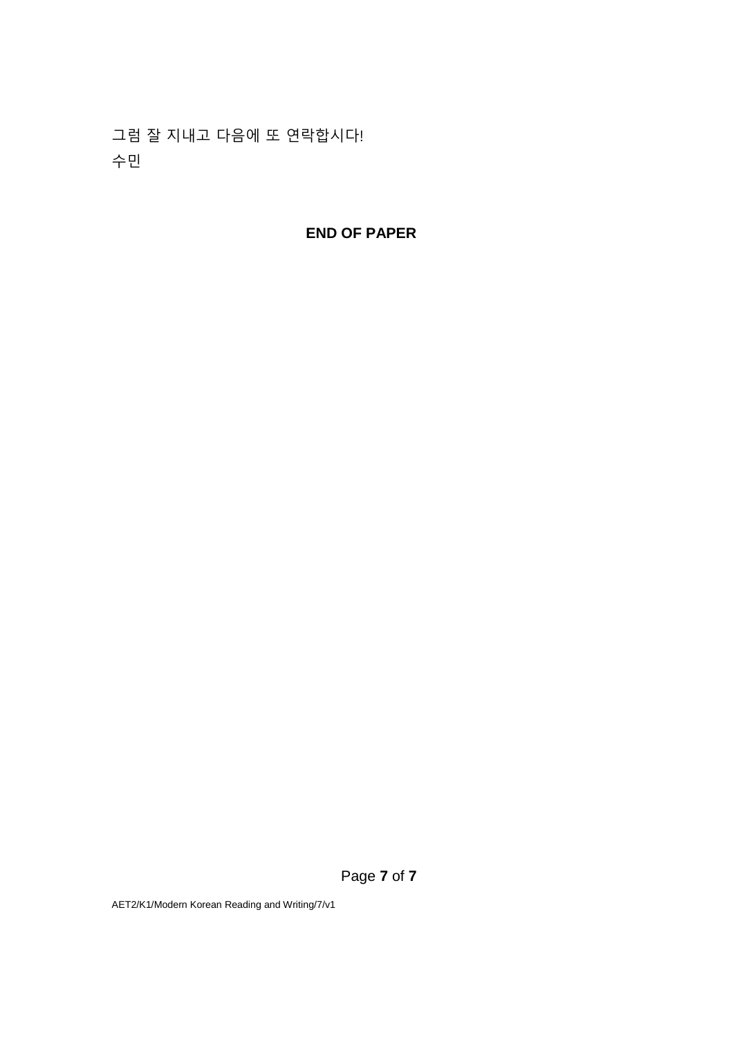그럼 잘 지내고 다음에 또 연락합시다!
수민

**END OF PAPER**